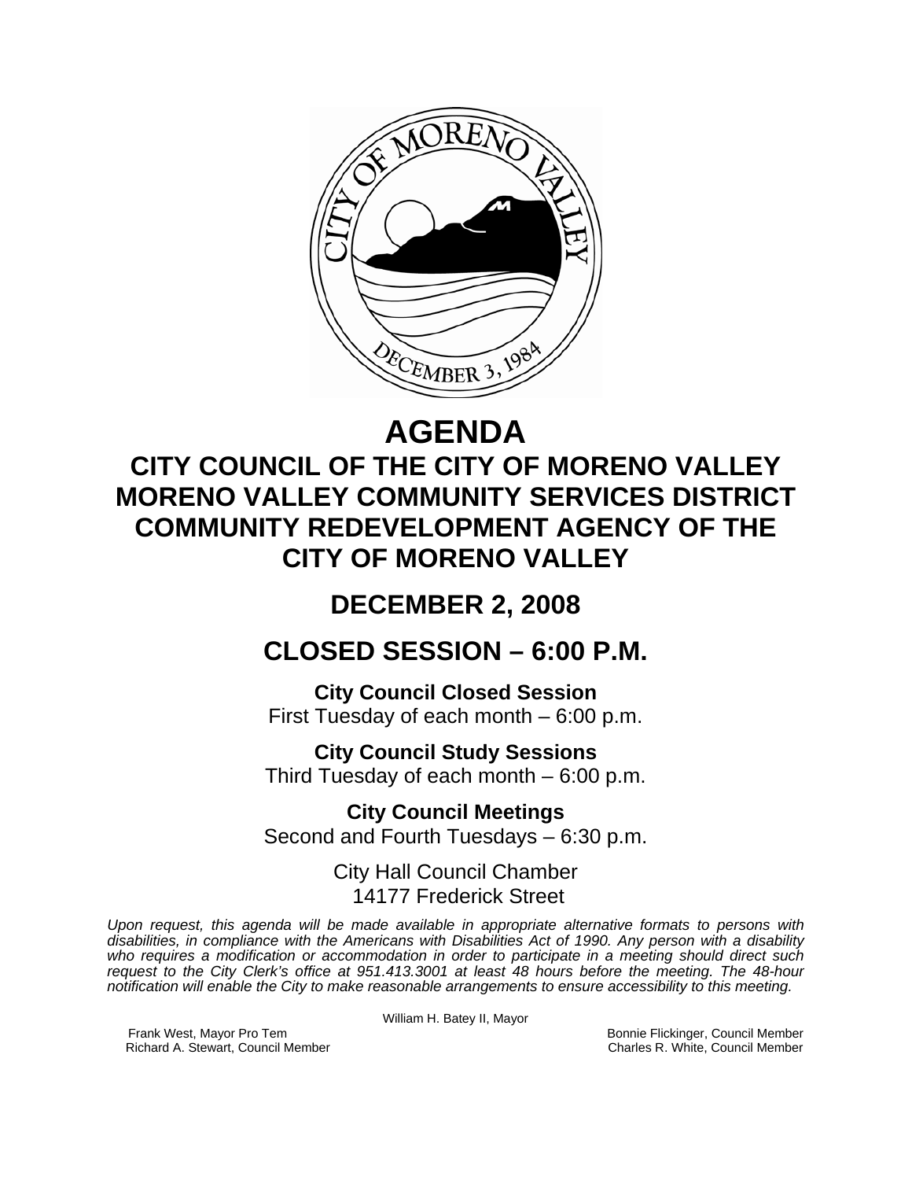# AGENDA

## CITY COUNCIL OF THE CITY OF MORENO VALLEY
## MORENO VALLEY COMMUNITY SERVICES DISTRICT
## COMMUNITY REDEVELOPMENT AGENCY OF THE CITY OF MORENO VALLEY

## DECEMBER 2, 2008

## CLOSED SESSION – 6:00 P.M.

**City Council Closed Session**
First Tuesday of each month – 6:00 p.m.

**City Council Study Sessions**
Third Tuesday of each month – 6:00 p.m.

**City Council Meetings**
Second and Fourth Tuesdays – 6:30 p.m.

City Hall Council Chamber
14177 Frederick Street

*Upon request, this agenda will be made available in appropriate alternative formats to persons with disabilities, in compliance with the Americans with Disabilities Act of 1990. Any person with a disability who requires a modification or accommodation in order to participate in a meeting should direct such request to the City Clerk's office at 951.413.3001 at least 48 hours before the meeting. The 48-hour notification will enable the City to make reasonable arrangements to ensure accessibility to this meeting.*

William H. Batey II, Mayor

Frank West, Mayor Pro Tem
Richard A. Stewart, Council Member
Bonnie Flickinger, Council Member
Charles R. White, Council Member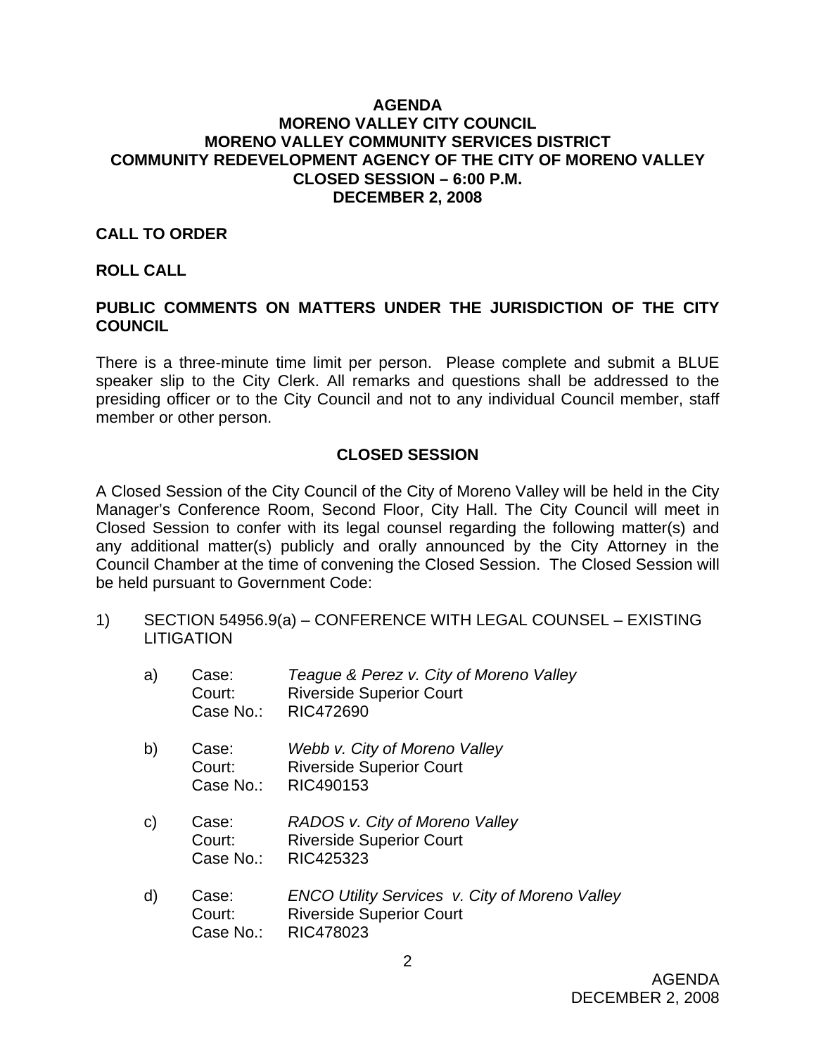**AGENDA**
**MORENO VALLEY CITY COUNCIL**
**MORENO VALLEY COMMUNITY SERVICES DISTRICT**
**COMMUNITY REDEVELOPMENT AGENCY OF THE CITY OF MORENO VALLEY**
**CLOSED SESSION – 6:00 P.M.**
**DECEMBER 2, 2008**

**CALL TO ORDER**

**ROLL CALL**

**PUBLIC COMMENTS ON MATTERS UNDER THE JURISDICTION OF THE CITY COUNCIL**

There is a three-minute time limit per person. Please complete and submit a BLUE speaker slip to the City Clerk. All remarks and questions shall be addressed to the presiding officer or to the City Council and not to any individual Council member, staff member or other person.

**CLOSED SESSION**

A Closed Session of the City Council of the City of Moreno Valley will be held in the City Manager's Conference Room, Second Floor, City Hall. The City Council will meet in Closed Session to confer with its legal counsel regarding the following matter(s) and any additional matter(s) publicly and orally announced by the City Attorney in the Council Chamber at the time of convening the Closed Session. The Closed Session will be held pursuant to Government Code:

1) SECTION 54956.9(a) – CONFERENCE WITH LEGAL COUNSEL – EXISTING LITIGATION

   a) Case: *Teague & Perez v. City of Moreno Valley*
      Court: Riverside Superior Court
      Case No.: RIC472690

   b) Case: *Webb v. City of Moreno Valley*
      Court: Riverside Superior Court
      Case No.: RIC490153

   c) Case: *RADOS v. City of Moreno Valley*
      Court: Riverside Superior Court
      Case No.: RIC425323

   d) Case: *ENCO Utility Services v. City of Moreno Valley*
      Court: Riverside Superior Court
      Case No.: RIC478023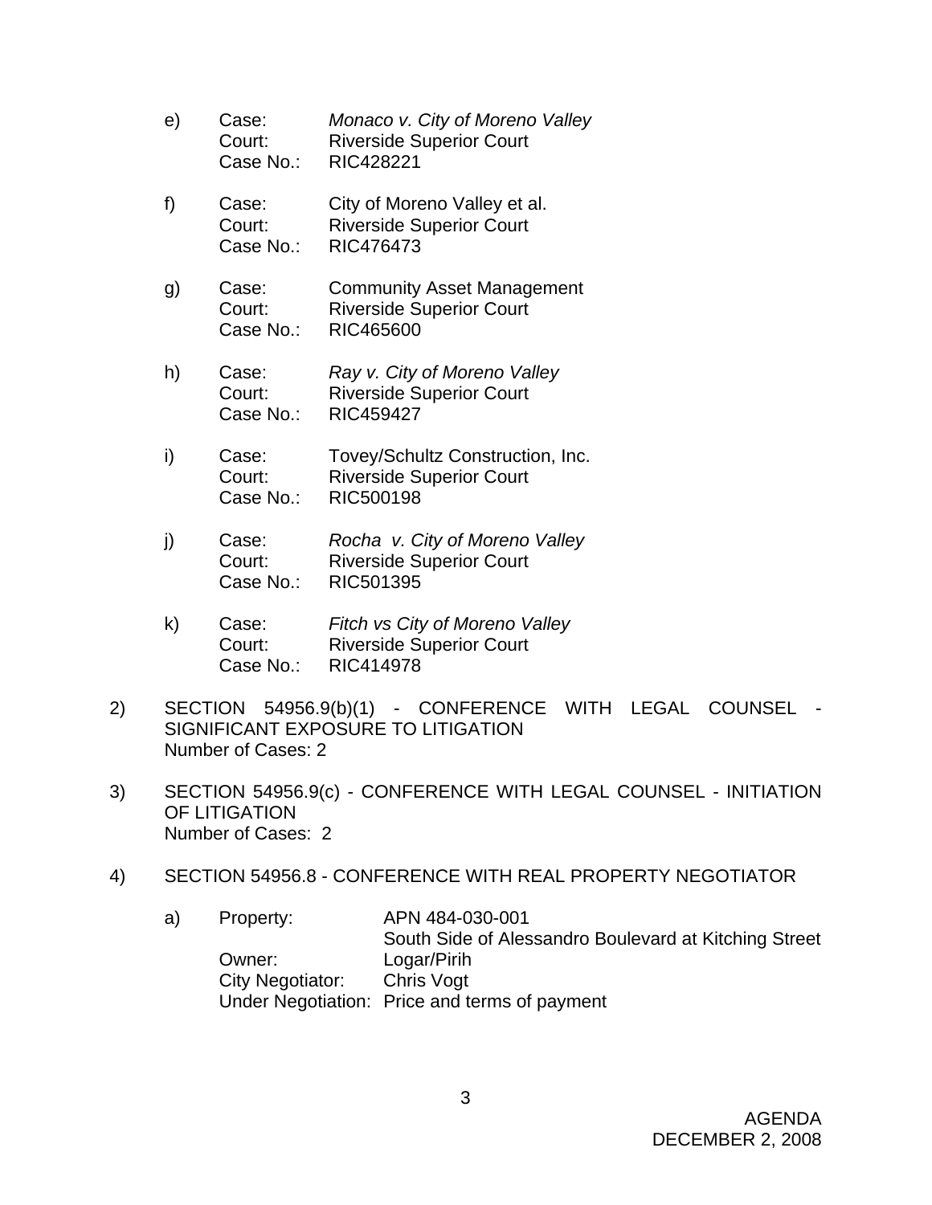e) Case: *Monaco v. City of Moreno Valley*
   Court: Riverside Superior Court
   Case No.: RIC428221

f) Case: City of Moreno Valley et al.
   Court: Riverside Superior Court
   Case No.: RIC476473

g) Case: Community Asset Management
   Court: Riverside Superior Court
   Case No.: RIC465600

h) Case: *Ray v. City of Moreno Valley*
   Court: Riverside Superior Court
   Case No.: RIC459427

i) Case: Tovey/Schultz Construction, Inc.
   Court: Riverside Superior Court
   Case No.: RIC500198

j) Case: *Rocha v. City of Moreno Valley*
   Court: Riverside Superior Court
   Case No.: RIC501395

k) Case: *Fitch vs City of Moreno Valley*
   Court: Riverside Superior Court
   Case No.: RIC414978

2) SECTION 54956.9(b)(1) - CONFERENCE WITH LEGAL COUNSEL - SIGNIFICANT EXPOSURE TO LITIGATION
   Number of Cases: 2

3) SECTION 54956.9(c) - CONFERENCE WITH LEGAL COUNSEL - INITIATION OF LITIGATION
   Number of Cases: 2

4) SECTION 54956.8 - CONFERENCE WITH REAL PROPERTY NEGOTIATOR

   a) Property: APN 484-030-001
      South Side of Alessandro Boulevard at Kitching Street
      Owner: Logar/Pirih
      City Negotiator: Chris Vogt
      Under Negotiation: Price and terms of payment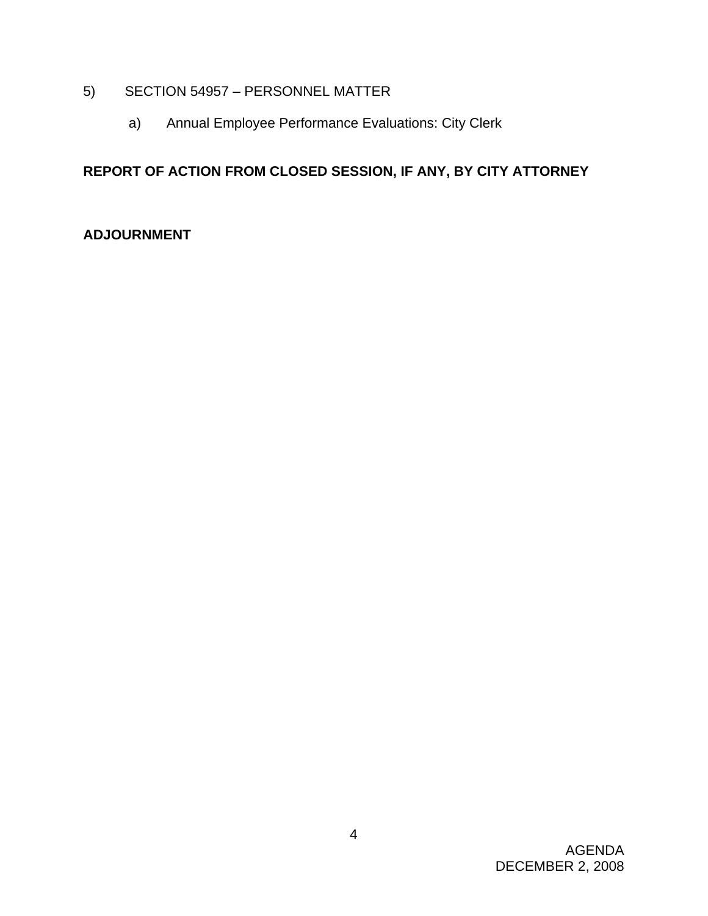5) SECTION 54957 – PERSONNEL MATTER

   a) Annual Employee Performance Evaluations: City Clerk

**REPORT OF ACTION FROM CLOSED SESSION, IF ANY, BY CITY ATTORNEY**

**ADJOURNMENT**